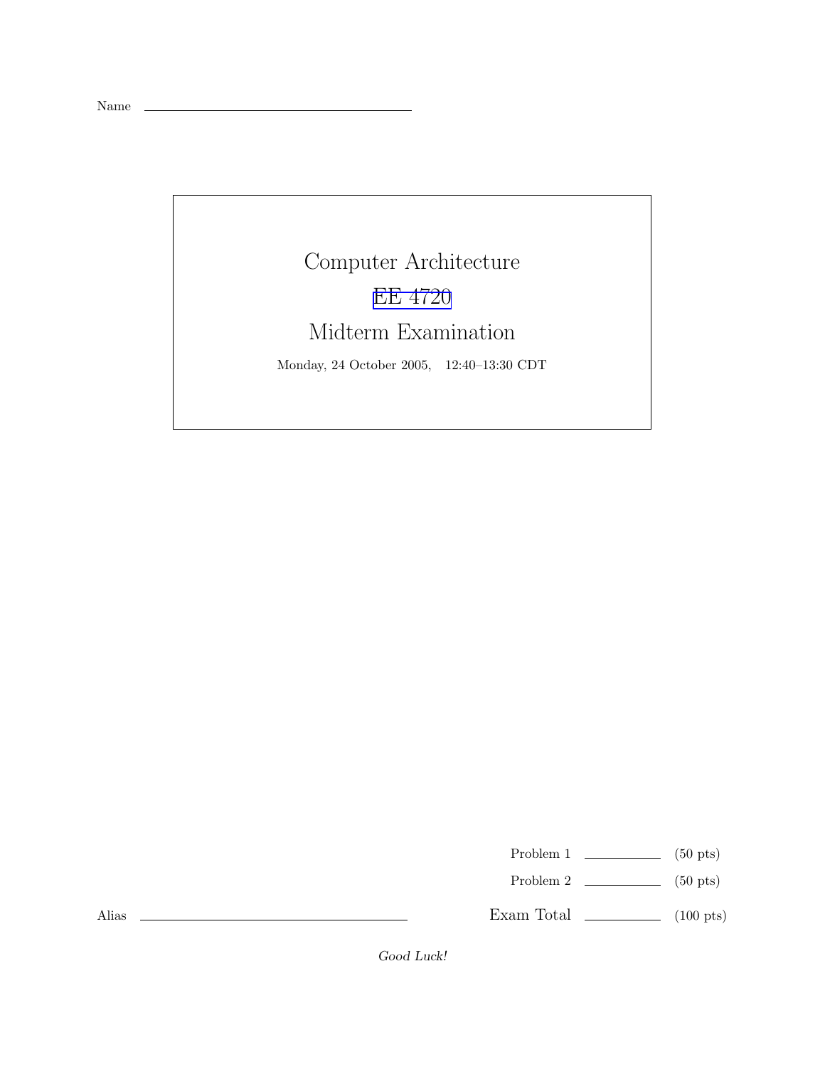Name \_\_\_\_\_\_\_\_\_\_\_\_\_\_\_\_\_\_\_\_\_\_\_\_\_\_\_\_\_\_\_\_

# Computer Architecture

## EE 4720

## Midterm Examination

Monday, 24 October 2005, 12:40–13:30 CDT

| | | |
|---|---|---|
| Problem 1 | \_\_\_\_\_\_\_\_\_\_ | (50 pts) |
| Problem 2 | \_\_\_\_\_\_\_\_\_\_ | (50 pts) |
| Exam Total | \_\_\_\_\_\_\_\_\_\_ | (100 pts) |

Alias \_\_\_\_\_\_\_\_\_\_\_\_\_\_\_\_\_\_\_\_\_\_\_\_\_\_\_\_\_\_\_\_

*Good Luck!*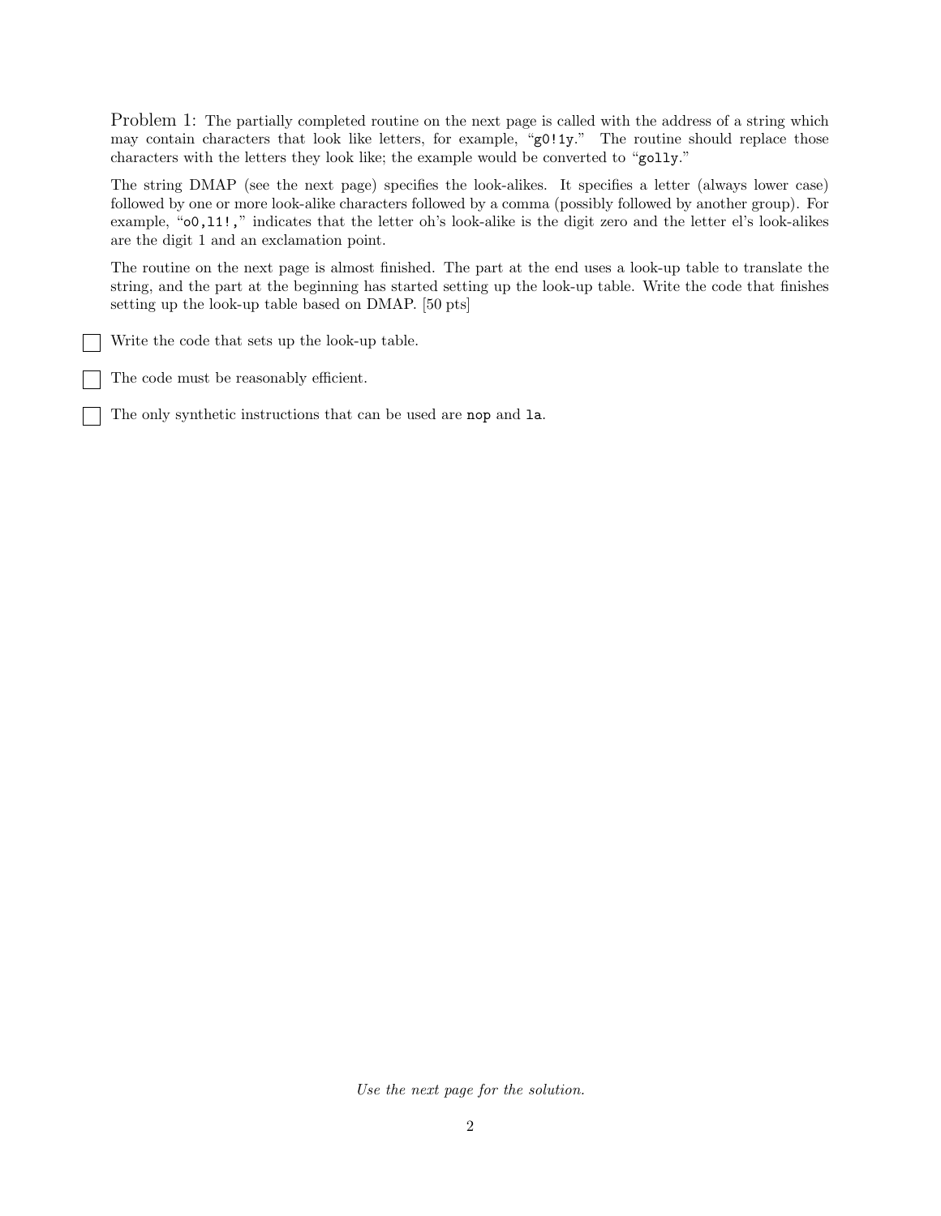Problem 1: The partially completed routine on the next page is called with the address of a string which may contain characters that look like letters, for example, "`g0!1y`." The routine should replace those characters with the letters they look like; the example would be converted to "`golly`."

The string DMAP (see the next page) specifies the look-alikes. It specifies a letter (always lower case) followed by one or more look-alike characters followed by a comma (possibly followed by another group). For example, "`o0,l1!,`" indicates that the letter oh's look-alike is the digit zero and the letter el's look-alikes are the digit 1 and an exclamation point.

The routine on the next page is almost finished. The part at the end uses a look-up table to translate the string, and the part at the beginning has started setting up the look-up table. Write the code that finishes setting up the look-up table based on DMAP. [50 pts]

- [ ] Write the code that sets up the look-up table.
- [ ] The code must be reasonably efficient.
- [ ] The only synthetic instructions that can be used are `nop` and `la`.

*Use the next page for the solution.*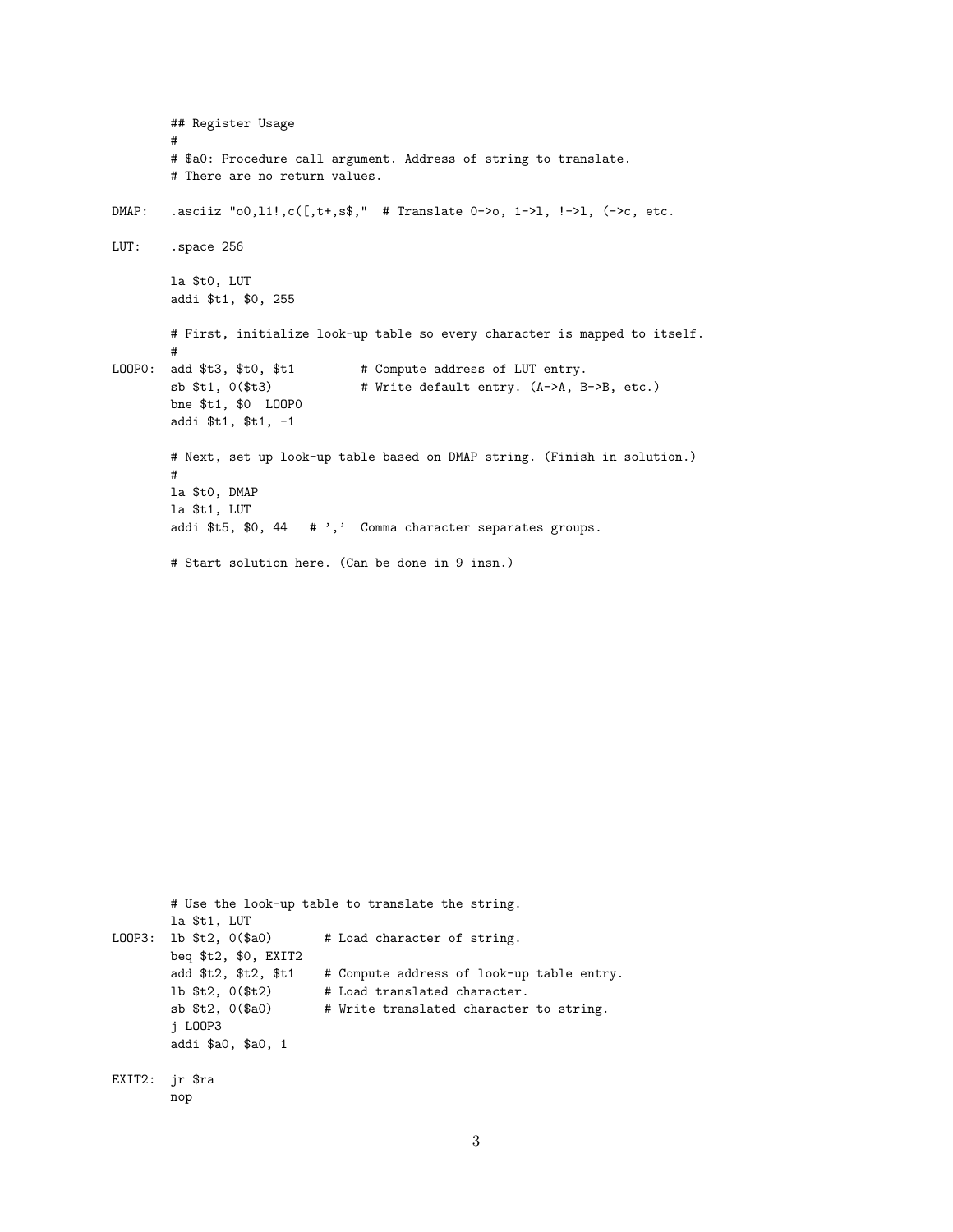```
        ## Register Usage
        #
        # $a0: Procedure call argument. Address of string to translate.
        # There are no return values.

DMAP:   .asciiz "o0,l1!,c([,t+,s$,"  # Translate 0->o, 1->l, !->l, (->c, etc.

LUT:    .space 256

        la $t0, LUT
        addi $t1, $0, 255

        # First, initialize look-up table so every character is mapped to itself.
        #
LOOP0:  add $t3, $t0, $t1         # Compute address of LUT entry.
        sb $t1, 0($t3)            # Write default entry. (A->A, B->B, etc.)
        bne $t1, $0  LOOP0
        addi $t1, $t1, -1

        # Next, set up look-up table based on DMAP string. (Finish in solution.)
        #
        la $t0, DMAP
        la $t1, LUT
        addi $t5, $0, 44   # ','  Comma character separates groups.

        # Start solution here. (Can be done in 9 insn.)
```

```
        # Use the look-up table to translate the string.
        la $t1, LUT
LOOP3:  lb $t2, 0($a0)       # Load character of string.
        beq $t2, $0, EXIT2
        add $t2, $t2, $t1    # Compute address of look-up table entry.
        lb $t2, 0($t2)       # Load translated character.
        sb $t2, 0($a0)       # Write translated character to string.
        j LOOP3
        addi $a0, $a0, 1

EXIT2:  jr $ra
        nop
```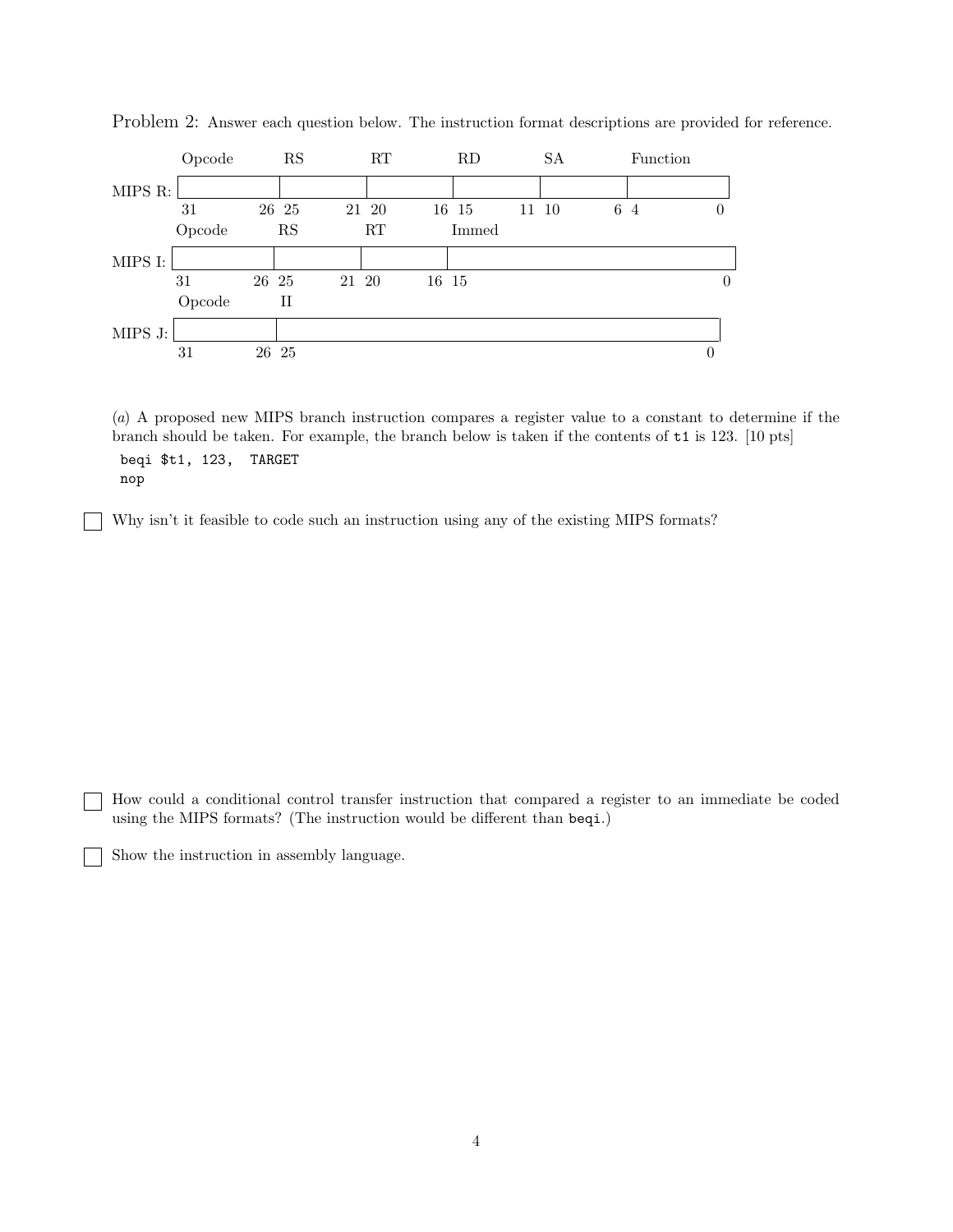Problem 2: Answer each question below. The instruction format descriptions are provided for reference.

| | Opcode | RS | RT | RD | SA | Function |
|---|---|---|---|---|---|---|
| MIPS R: | 31 26 | 25 21 | 20 16 | 15 11 | 10 6 | 4 0 |

| | Opcode | RS | RT | Immed |
|---|---|---|---|---|
| MIPS I: | 31 26 | 25 21 | 20 16 | 15 0 |

| | Opcode | II |
|---|---|---|
| MIPS J: | 31 26 | 25 0 |

(*a*) A proposed new MIPS branch instruction compares a register value to a constant to determine if the branch should be taken. For example, the branch below is taken if the contents of `t1` is 123. [10 pts]

```
beqi $t1, 123,  TARGET
nop
```

☐ Why isn't it feasible to code such an instruction using any of the existing MIPS formats?

☐ How could a conditional control transfer instruction that compared a register to an immediate be coded using the MIPS formats? (The instruction would be different than `beqi`.)

☐ Show the instruction in assembly language.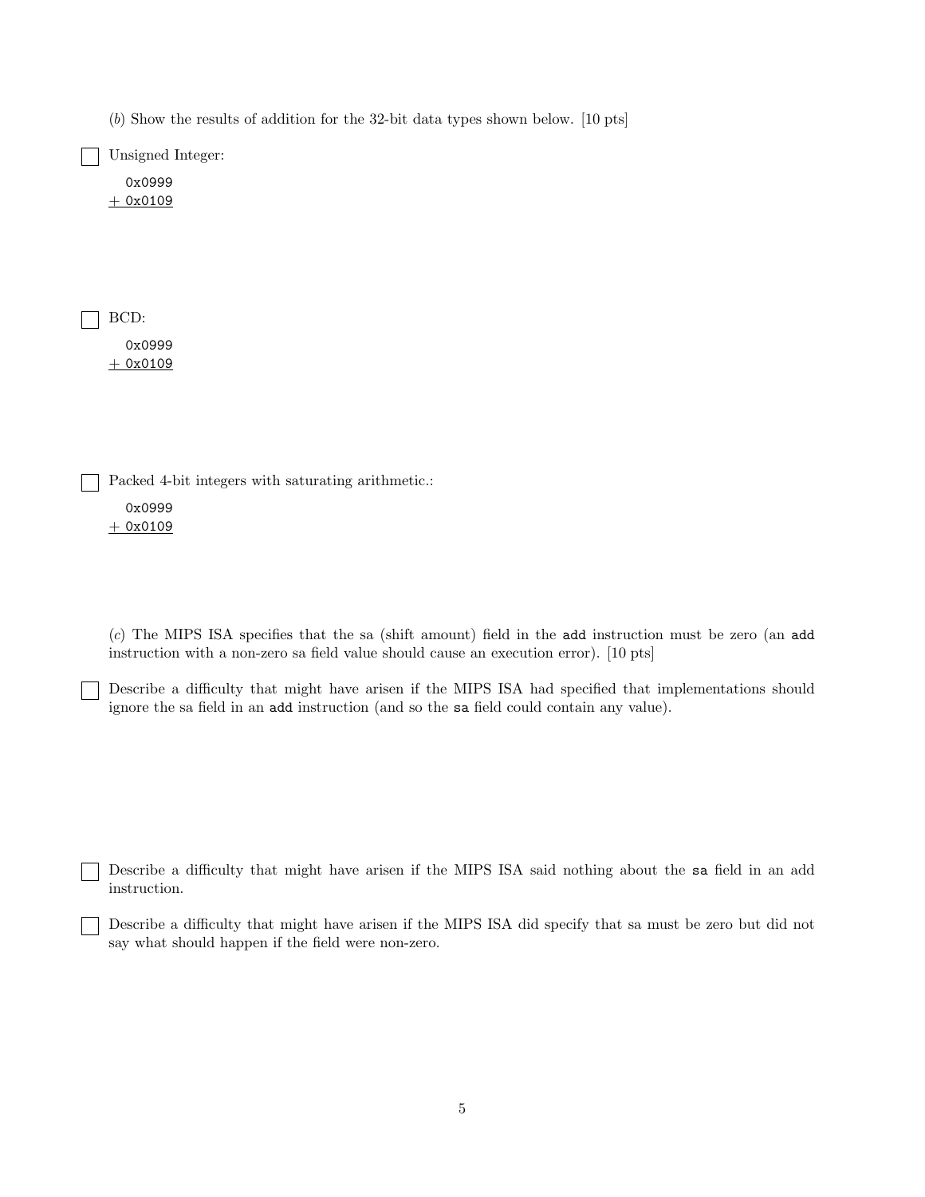(*b*) Show the results of addition for the 32-bit data types shown below. [10 pts]

☐ Unsigned Integer:

```
  0x0999
+ 0x0109
```

☐ BCD:

```
  0x0999
+ 0x0109
```

☐ Packed 4-bit integers with saturating arithmetic.:

```
  0x0999
+ 0x0109
```

(*c*) The MIPS ISA specifies that the sa (shift amount) field in the `add` instruction must be zero (an `add` instruction with a non-zero sa field value should cause an execution error). [10 pts]

☐ Describe a difficulty that might have arisen if the MIPS ISA had specified that implementations should ignore the sa field in an `add` instruction (and so the `sa` field could contain any value).

☐ Describe a difficulty that might have arisen if the MIPS ISA said nothing about the `sa` field in an add instruction.

☐ Describe a difficulty that might have arisen if the MIPS ISA did specify that sa must be zero but did not say what should happen if the field were non-zero.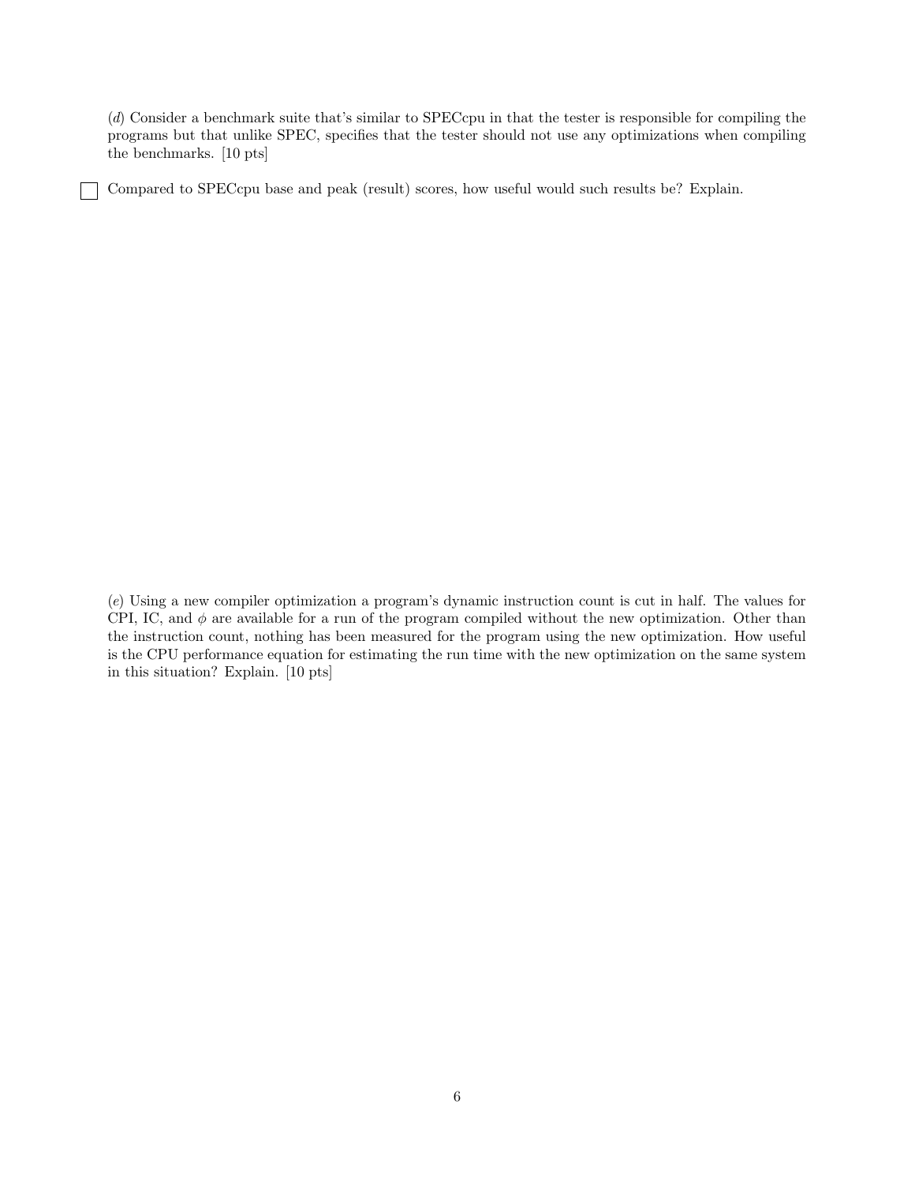(*d*) Consider a benchmark suite that's similar to SPECcpu in that the tester is responsible for compiling the programs but that unlike SPEC, specifies that the tester should not use any optimizations when compiling the benchmarks. [10 pts]

☐ Compared to SPECcpu base and peak (result) scores, how useful would such results be? Explain.

(*e*) Using a new compiler optimization a program's dynamic instruction count is cut in half. The values for CPI, IC, and $\phi$ are available for a run of the program compiled without the new optimization. Other than the instruction count, nothing has been measured for the program using the new optimization. How useful is the CPU performance equation for estimating the run time with the new optimization on the same system in this situation? Explain. [10 pts]